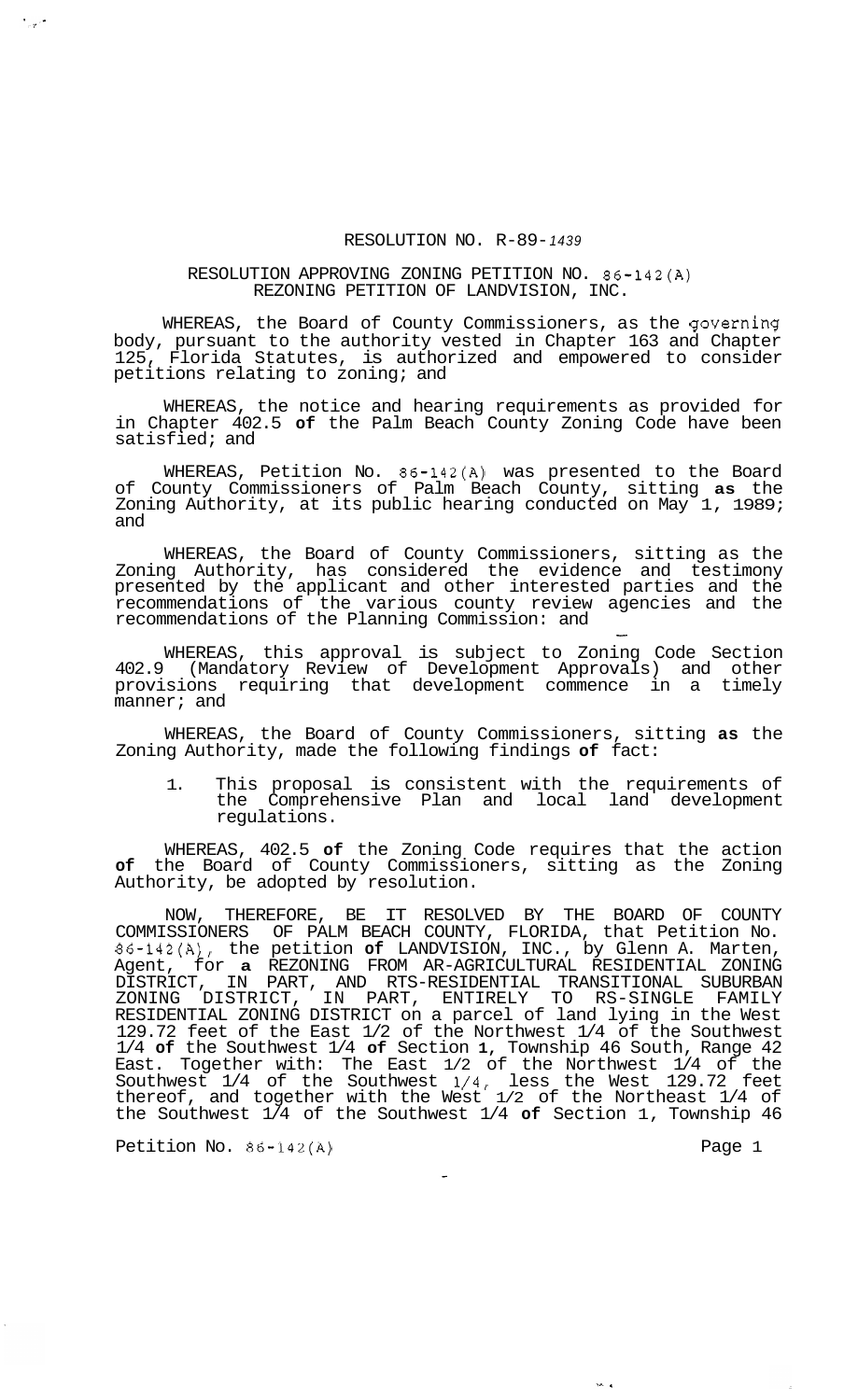RESOLUTION NO. R-89-*1439*

RESOLUTION APPROVING ZONING PETITION NO. 86-142(A)
REZONING PETITION OF LANDVISION, INC.

WHEREAS, the Board of County Commissioners, as the governing body, pursuant to the authority vested in Chapter 163 and Chapter 125, Florida Statutes, is authorized and empowered to consider petitions relating to zoning; and

WHEREAS, the notice and hearing requirements as provided for in Chapter 402.5 **of** the Palm Beach County Zoning Code have been satisfied; and

WHEREAS, Petition No. 86-142(A) was presented to the Board of County Commissioners of Palm Beach County, sitting **as** the Zoning Authority, at its public hearing conducted on May 1, 1989; and

WHEREAS, the Board of County Commissioners, sitting as the Zoning Authority, has considered the evidence and testimony presented by the applicant and other interested parties and the recommendations of the various county review agencies and the recommendations of the Planning Commission: and

WHEREAS, this approval is subject to Zoning Code Section 402.9 (Mandatory Review of Development Approvals) and other provisions requiring that development commence in a timely manner; and

WHEREAS, the Board of County Commissioners, sitting **as** the Zoning Authority, made the following findings **of** fact:

1. This proposal is consistent with the requirements of the Comprehensive Plan and local land development regulations.

WHEREAS, 402.5 **of** the Zoning Code requires that the action **of** the Board of County Commissioners, sitting as the Zoning Authority, be adopted by resolution.

NOW, THEREFORE, BE IT RESOLVED BY THE BOARD OF COUNTY COMMISSIONERS OF PALM BEACH COUNTY, FLORIDA, that Petition No. 86-142(A), the petition **of** LANDVISION, INC., by Glenn A. Marten, Agent, for **a** REZONING FROM AR-AGRICULTURAL RESIDENTIAL ZONING DISTRICT, IN PART, AND RTS-RESIDENTIAL TRANSITIONAL SUBURBAN ZONING DISTRICT, IN PART, ENTIRELY TO RS-SINGLE FAMILY RESIDENTIAL ZONING DISTRICT on a parcel of land lying in the West 129.72 feet of the East 1/2 of the Northwest 1/4 of the Southwest 1/4 **of** the Southwest 1/4 **of** Section **1**, Township 46 South, Range 42 East. Together with: The East 1/2 of the Northwest 1/4 of the Southwest 1/4 of the Southwest 1/4, less the West 129.72 feet thereof, and together with the West 1/2 of the Northeast 1/4 of the Southwest 1/4 of the Southwest 1/4 **of** Section 1, Township 46

Petition No. 86-142(A)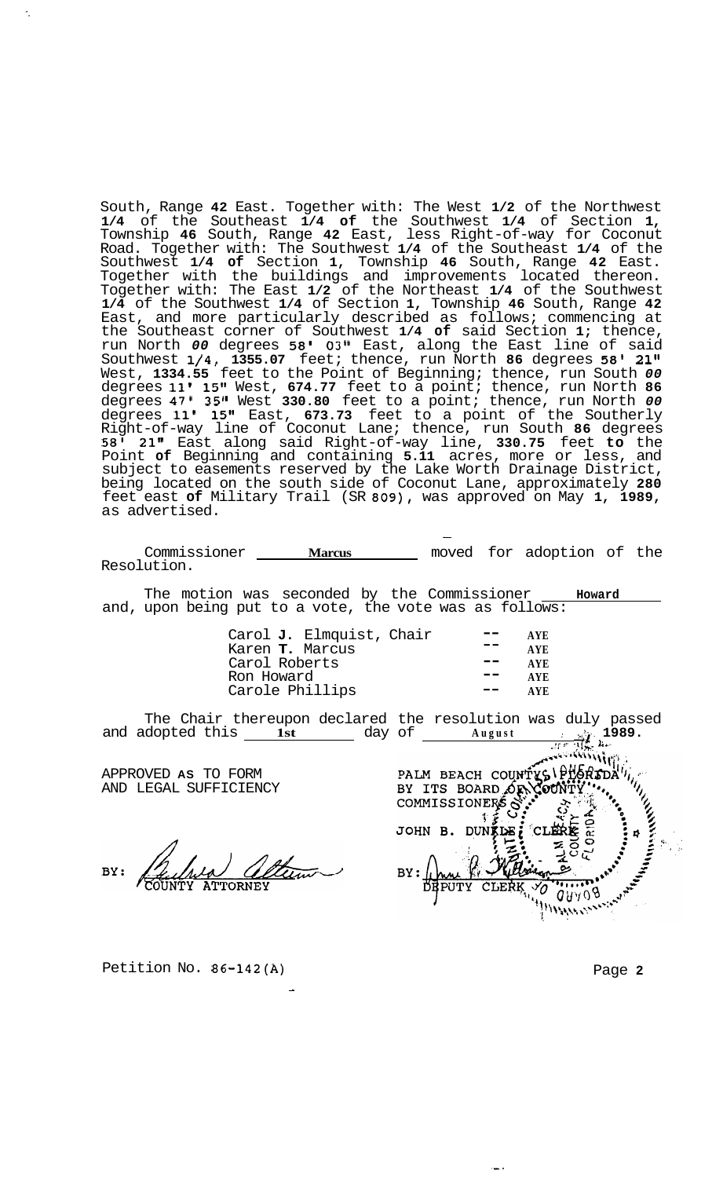South, Range 42 East. Together with: The West 1/2 of the Northwest 1/4 of the Southeast 1/4 of the Southwest 1/4 of Section 1, Township 46 South, Range 42 East, less Right-of-way for Coconut Road. Together with: The Southwest 1/4 of the Southeast 1/4 of the Southwest 1/4 of Section 1, Township 46 South, Range 42 East. Together with the buildings and improvements located thereon. Together with: The East 1/2 of the Northeast 1/4 of the Southwest 1/4 of the Southwest 1/4 of Section 1, Township 46 South, Range 42 East, and more particularly described as follows; commencing at the Southeast corner of Southwest 1/4 of said Section 1; thence, run North 00 degrees 58' 03" East, along the East line of said Southwest 1/4, 1355.07 feet; thence, run North 86 degrees 58' 21" West, 1334.55 feet to the Point of Beginning; thence, run South 00 degrees 11' 15" West, 674.77 feet to a point; thence, run North 86 degrees 47' 35" West 330.80 feet to a point; thence, run North 00 degrees 11' 15" East, 673.73 feet to a point of the Southerly Right-of-way line of Coconut Lane; thence, run South 86 degrees 58' 21" East along said Right-of-way line, 330.75 feet to the Point of Beginning and containing 5.11 acres, more or less, and subject to easements reserved by the Lake Worth Drainage District, being located on the south side of Coconut Lane, approximately 280 feet east of Military Trail (SR 809), was approved on May 1, 1989, as advertised.

Commissioner Marcus moved for adoption of the Resolution.

The motion was seconded by the Commissioner Howard and, upon being put to a vote, the vote was as follows:

| | | |
|---|---|---|
| Carol J. Elmquist, Chair | -- | AYE |
| Karen T. Marcus | -- | AYE |
| Carol Roberts | -- | AYE |
| Ron Howard | -- | AYE |
| Carole Phillips | -- | AYE |

The Chair thereupon declared the resolution was duly passed and adopted this 1st day of August 1989.

APPROVED AS TO FORM AND LEGAL SUFFICIENCY

BY: COUNTY ATTORNEY

PALM BEACH COUNTY, FLORIDA
BY ITS BOARD OF COUNTY COMMISSIONERS

JOHN B. DUNKLE, CLERK

BY: DEPUTY CLERK

Petition No. 86-142(A)